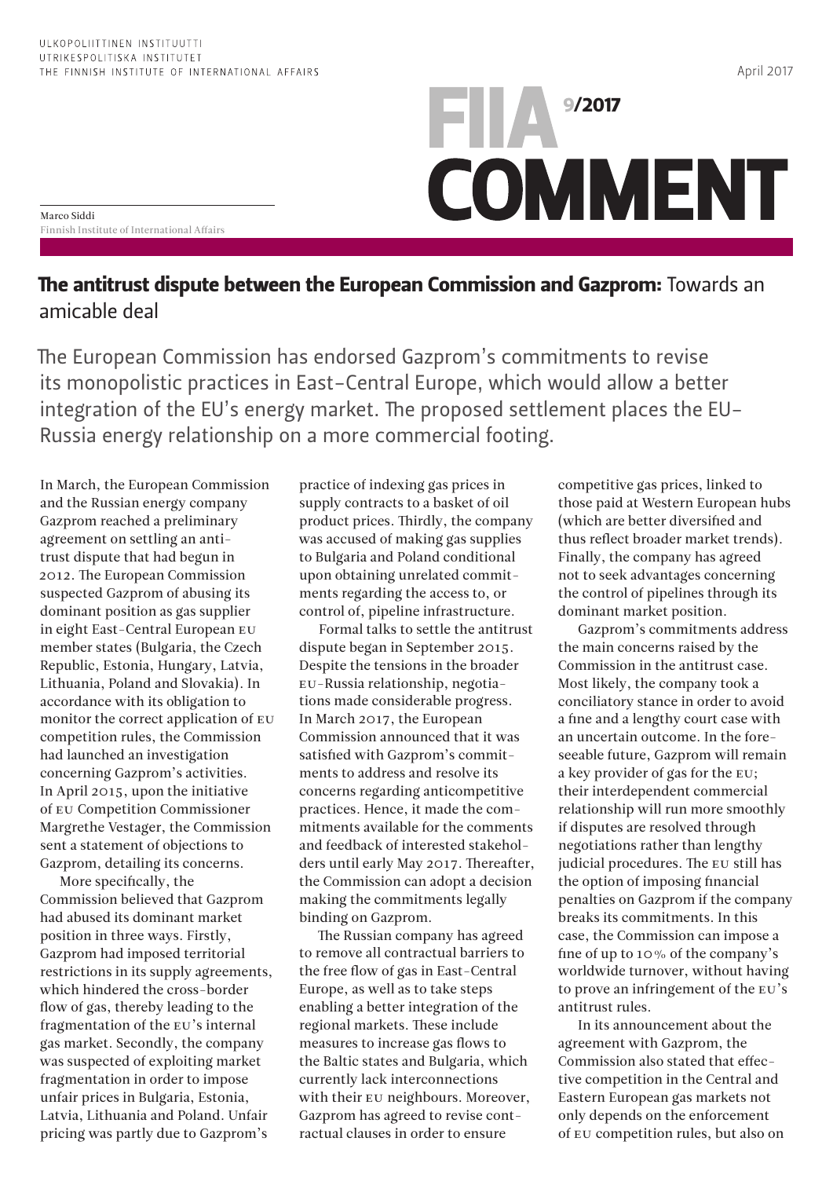ULKOPOLIITTINEN INSTITUUTTI
UTRIKESPOLITISKA INSTITUTET
THE FINNISH INSTITUTE OF INTERNATIONAL AFFAIRS

April 2017

FIIA 9/2017
COMMENT

Marco Siddi
Finnish Institute of International Affairs

# The antitrust dispute between the European Commission and Gazprom: Towards an amicable deal

The European Commission has endorsed Gazprom's commitments to revise its monopolistic practices in East-Central Europe, which would allow a better integration of the EU's energy market. The proposed settlement places the EU-Russia energy relationship on a more commercial footing.

In March, the European Commission and the Russian energy company Gazprom reached a preliminary agreement on settling an antitrust dispute that had begun in 2012. The European Commission suspected Gazprom of abusing its dominant position as gas supplier in eight East-Central European EU member states (Bulgaria, the Czech Republic, Estonia, Hungary, Latvia, Lithuania, Poland and Slovakia). In accordance with its obligation to monitor the correct application of EU competition rules, the Commission had launched an investigation concerning Gazprom's activities. In April 2015, upon the initiative of EU Competition Commissioner Margrethe Vestager, the Commission sent a statement of objections to Gazprom, detailing its concerns.

More specifically, the Commission believed that Gazprom had abused its dominant market position in three ways. Firstly, Gazprom had imposed territorial restrictions in its supply agreements, which hindered the cross-border flow of gas, thereby leading to the fragmentation of the EU's internal gas market. Secondly, the company was suspected of exploiting market fragmentation in order to impose unfair prices in Bulgaria, Estonia, Latvia, Lithuania and Poland. Unfair pricing was partly due to Gazprom's practice of indexing gas prices in supply contracts to a basket of oil product prices. Thirdly, the company was accused of making gas supplies to Bulgaria and Poland conditional upon obtaining unrelated commitments regarding the access to, or control of, pipeline infrastructure.

Formal talks to settle the antitrust dispute began in September 2015. Despite the tensions in the broader EU-Russia relationship, negotiations made considerable progress. In March 2017, the European Commission announced that it was satisfied with Gazprom's commitments to address and resolve its concerns regarding anticompetitive practices. Hence, it made the commitments available for the comments and feedback of interested stakeholders until early May 2017. Thereafter, the Commission can adopt a decision making the commitments legally binding on Gazprom.

The Russian company has agreed to remove all contractual barriers to the free flow of gas in East-Central Europe, as well as to take steps enabling a better integration of the regional markets. These include measures to increase gas flows to the Baltic states and Bulgaria, which currently lack interconnections with their EU neighbours. Moreover, Gazprom has agreed to revise contractual clauses in order to ensure competitive gas prices, linked to those paid at Western European hubs (which are better diversified and thus reflect broader market trends). Finally, the company has agreed not to seek advantages concerning the control of pipelines through its dominant market position.

Gazprom's commitments address the main concerns raised by the Commission in the antitrust case. Most likely, the company took a conciliatory stance in order to avoid a fine and a lengthy court case with an uncertain outcome. In the foreseeable future, Gazprom will remain a key provider of gas for the EU; their interdependent commercial relationship will run more smoothly if disputes are resolved through negotiations rather than lengthy judicial procedures. The EU still has the option of imposing financial penalties on Gazprom if the company breaks its commitments. In this case, the Commission can impose a fine of up to 10% of the company's worldwide turnover, without having to prove an infringement of the EU's antitrust rules.

In its announcement about the agreement with Gazprom, the Commission also stated that effective competition in the Central and Eastern European gas markets not only depends on the enforcement of EU competition rules, but also on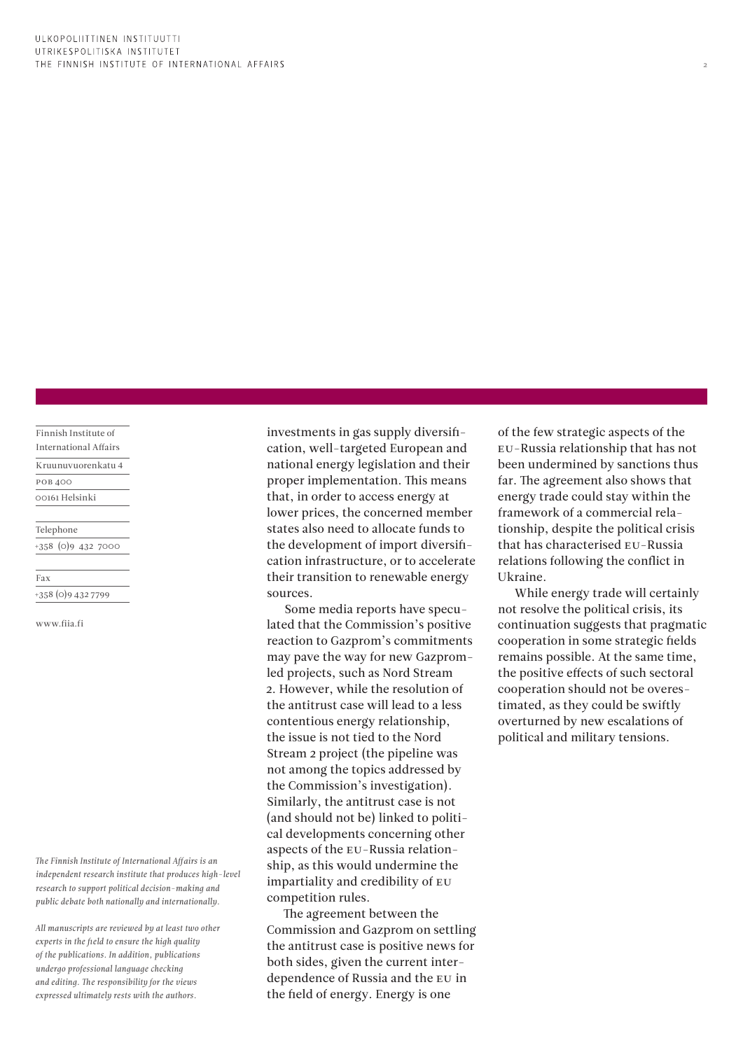investments in gas supply diversification, well-targeted European and national energy legislation and their proper implementation. This means that, in order to access energy at lower prices, the concerned member states also need to allocate funds to the development of import diversification infrastructure, or to accelerate their transition to renewable energy sources.

Some media reports have speculated that the Commission's positive reaction to Gazprom's commitments may pave the way for new Gazprom-led projects, such as Nord Stream 2. However, while the resolution of the antitrust case will lead to a less contentious energy relationship, the issue is not tied to the Nord Stream 2 project (the pipeline was not among the topics addressed by the Commission's investigation). Similarly, the antitrust case is not (and should not be) linked to political developments concerning other aspects of the EU-Russia relationship, as this would undermine the impartiality and credibility of EU competition rules.

The agreement between the Commission and Gazprom on settling the antitrust case is positive news for both sides, given the current interdependence of Russia and the EU in the field of energy. Energy is one of the few strategic aspects of the EU-Russia relationship that has not been undermined by sanctions thus far. The agreement also shows that energy trade could stay within the framework of a commercial relationship, despite the political crisis that has characterised EU-Russia relations following the conflict in Ukraine.

While energy trade will certainly not resolve the political crisis, its continuation suggests that pragmatic cooperation in some strategic fields remains possible. At the same time, the positive effects of such sectoral cooperation should not be overestimated, as they could be swiftly overturned by new escalations of political and military tensions.

---

Finnish Institute of International Affairs
Kruunuvuorenkatu 4
POB 400
00161 Helsinki

Telephone
+358 (0)9 432 7000

Fax
+358 (0)9 432 7799

www.fiia.fi

*The Finnish Institute of International Affairs is an independent research institute that produces high-level research to support political decision-making and public debate both nationally and internationally.*

*All manuscripts are reviewed by at least two other experts in the field to ensure the high quality of the publications. In addition, publications undergo professional language checking and editing. The responsibility for the views expressed ultimately rests with the authors.*